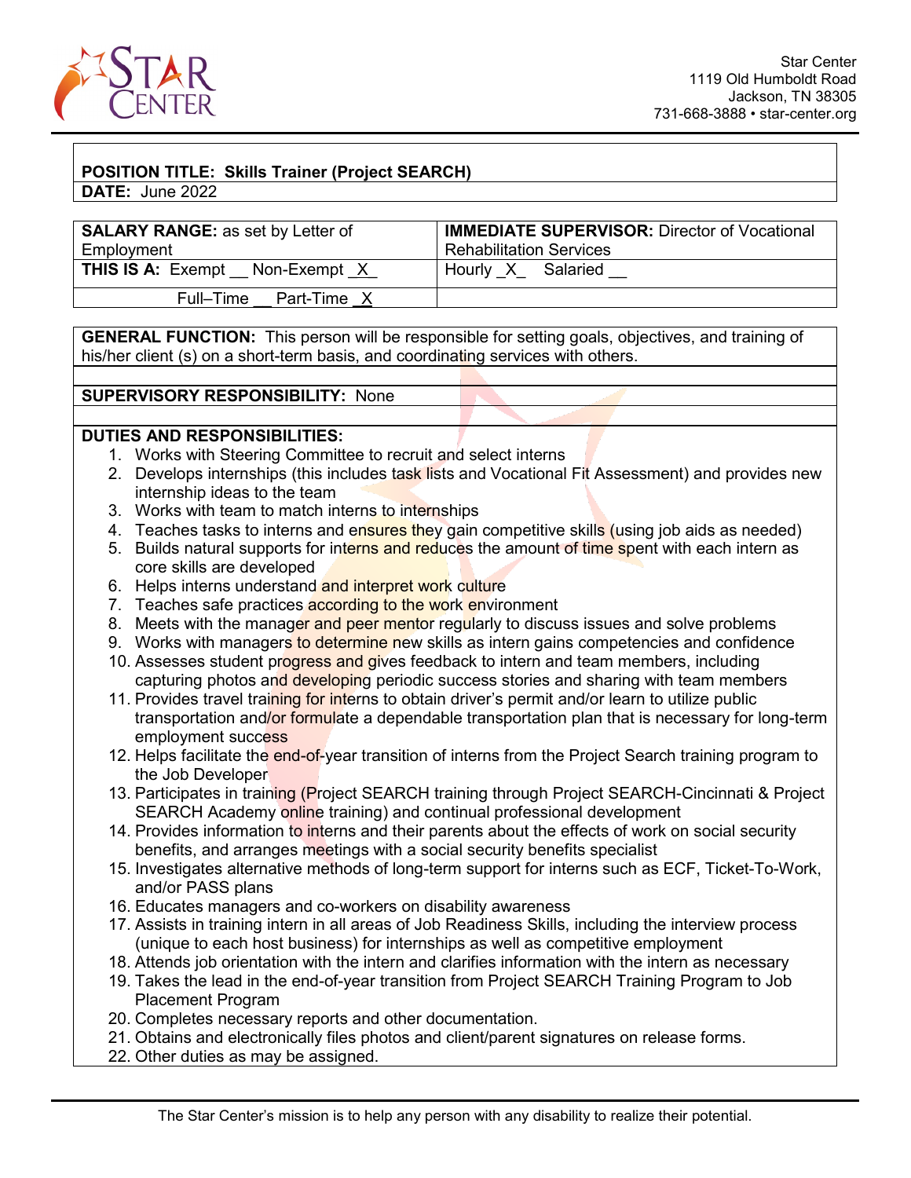Star Center
1119 Old Humboldt Road
Jackson, TN 38305
731-668-3888 • star-center.org

**POSITION TITLE: Skills Trainer (Project SEARCH)**
**DATE:** June 2022

| **SALARY RANGE:** as set by Letter of Employment | **IMMEDIATE SUPERVISOR:** Director of Vocational Rehabilitation Services |
|---|---|
| **THIS IS A:** Exempt __ Non-Exempt _X_ | Hourly _X_ Salaried __ |
| Full–Time __ Part-Time _X | |

**GENERAL FUNCTION:** This person will be responsible for setting goals, objectives, and training of his/her client (s) on a short-term basis, and coordinating services with others.

**SUPERVISORY RESPONSIBILITY:** None

**DUTIES AND RESPONSIBILITIES:**

1. Works with Steering Committee to recruit and select interns
2. Develops internships (this includes task lists and Vocational Fit Assessment) and provides new internship ideas to the team
3. Works with team to match interns to internships
4. Teaches tasks to interns and ensures they gain competitive skills (using job aids as needed)
5. Builds natural supports for interns and reduces the amount of time spent with each intern as core skills are developed
6. Helps interns understand and interpret work culture
7. Teaches safe practices according to the work environment
8. Meets with the manager and peer mentor regularly to discuss issues and solve problems
9. Works with managers to determine new skills as intern gains competencies and confidence
10. Assesses student progress and gives feedback to intern and team members, including capturing photos and developing periodic success stories and sharing with team members
11. Provides travel training for interns to obtain driver's permit and/or learn to utilize public transportation and/or formulate a dependable transportation plan that is necessary for long-term employment success
12. Helps facilitate the end-of-year transition of interns from the Project Search training program to the Job Developer
13. Participates in training (Project SEARCH training through Project SEARCH-Cincinnati & Project SEARCH Academy online training) and continual professional development
14. Provides information to interns and their parents about the effects of work on social security benefits, and arranges meetings with a social security benefits specialist
15. Investigates alternative methods of long-term support for interns such as ECF, Ticket-To-Work, and/or PASS plans
16. Educates managers and co-workers on disability awareness
17. Assists in training intern in all areas of Job Readiness Skills, including the interview process (unique to each host business) for internships as well as competitive employment
18. Attends job orientation with the intern and clarifies information with the intern as necessary
19. Takes the lead in the end-of-year transition from Project SEARCH Training Program to Job Placement Program
20. Completes necessary reports and other documentation.
21. Obtains and electronically files photos and client/parent signatures on release forms.
22. Other duties as may be assigned.

The Star Center's mission is to help any person with any disability to realize their potential.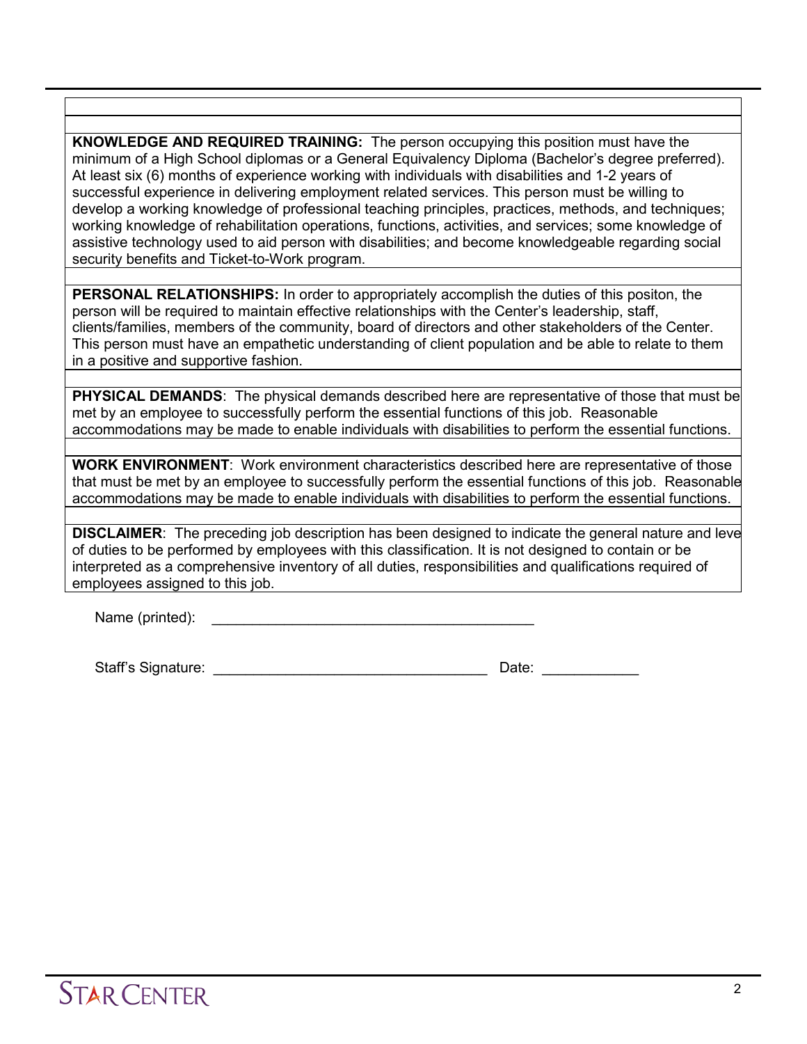**KNOWLEDGE AND REQUIRED TRAINING:** The person occupying this position must have the minimum of a High School diplomas or a General Equivalency Diploma (Bachelor's degree preferred). At least six (6) months of experience working with individuals with disabilities and 1-2 years of successful experience in delivering employment related services. This person must be willing to develop a working knowledge of professional teaching principles, practices, methods, and techniques; working knowledge of rehabilitation operations, functions, activities, and services; some knowledge of assistive technology used to aid person with disabilities; and become knowledgeable regarding social security benefits and Ticket-to-Work program.

**PERSONAL RELATIONSHIPS:** In order to appropriately accomplish the duties of this positon, the person will be required to maintain effective relationships with the Center's leadership, staff, clients/families, members of the community, board of directors and other stakeholders of the Center. This person must have an empathetic understanding of client population and be able to relate to them in a positive and supportive fashion.

**PHYSICAL DEMANDS**: The physical demands described here are representative of those that must be met by an employee to successfully perform the essential functions of this job. Reasonable accommodations may be made to enable individuals with disabilities to perform the essential functions.

**WORK ENVIRONMENT**: Work environment characteristics described here are representative of those that must be met by an employee to successfully perform the essential functions of this job. Reasonable accommodations may be made to enable individuals with disabilities to perform the essential functions.

**DISCLAIMER**: The preceding job description has been designed to indicate the general nature and level of duties to be performed by employees with this classification. It is not designed to contain or be interpreted as a comprehensive inventory of all duties, responsibilities and qualifications required of employees assigned to this job.

Name (printed): ________________________________________

Staff's Signature: ________________________________ Date: ____________